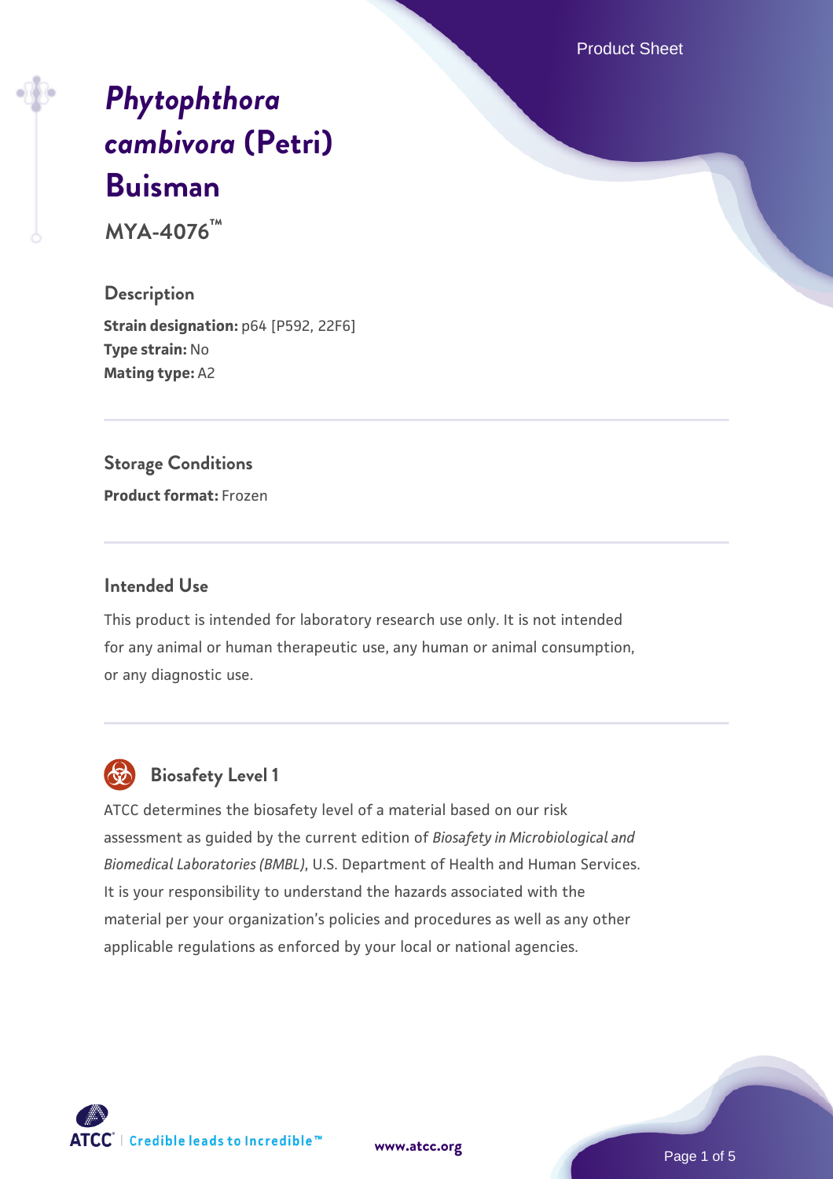# *Phytophthora cambivora* (Petri) Buisman

**MYA-4076™**

## Description

**Strain designation:** p64 [P592, 22F6]
**Type strain:** No
**Mating type:** A2

## Storage Conditions

**Product format:** Frozen

## Intended Use

This product is intended for laboratory research use only. It is not intended for any animal or human therapeutic use, any human or animal consumption, or any diagnostic use.

## Biosafety Level 1

ATCC determines the biosafety level of a material based on our risk assessment as guided by the current edition of *Biosafety in Microbiological and Biomedical Laboratories (BMBL)*, U.S. Department of Health and Human Services. It is your responsibility to understand the hazards associated with the material per your organization's policies and procedures as well as any other applicable regulations as enforced by your local or national agencies.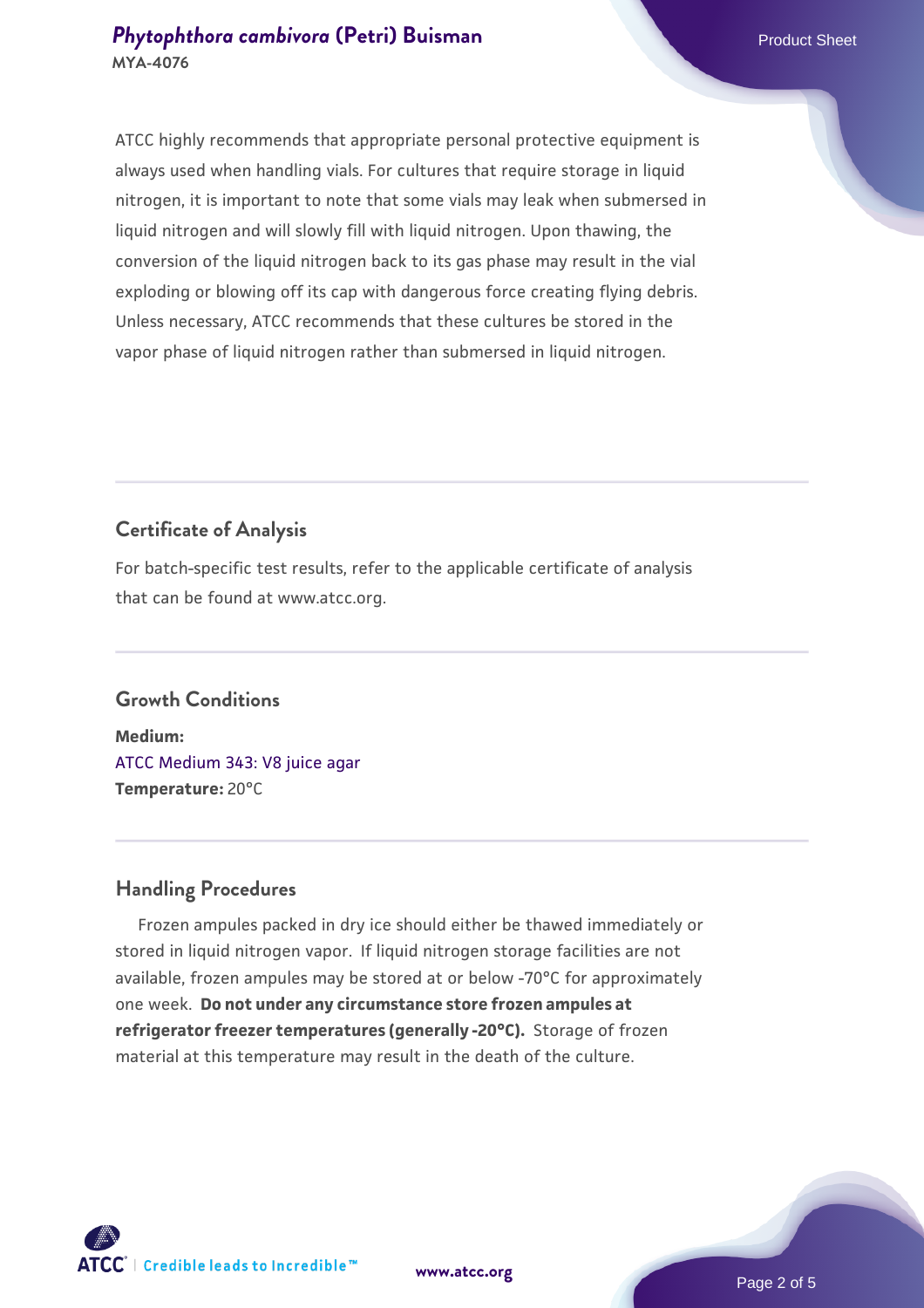ATCC highly recommends that appropriate personal protective equipment is always used when handling vials. For cultures that require storage in liquid nitrogen, it is important to note that some vials may leak when submersed in liquid nitrogen and will slowly fill with liquid nitrogen. Upon thawing, the conversion of the liquid nitrogen back to its gas phase may result in the vial exploding or blowing off its cap with dangerous force creating flying debris. Unless necessary, ATCC recommends that these cultures be stored in the vapor phase of liquid nitrogen rather than submersed in liquid nitrogen.

## Certificate of Analysis

For batch-specific test results, refer to the applicable certificate of analysis that can be found at www.atcc.org.

## Growth Conditions

**Medium:**
ATCC Medium 343: V8 juice agar
**Temperature:** 20°C

## Handling Procedures

Frozen ampules packed in dry ice should either be thawed immediately or stored in liquid nitrogen vapor. If liquid nitrogen storage facilities are not available, frozen ampules may be stored at or below -70°C for approximately one week. **Do not under any circumstance store frozen ampules at refrigerator freezer temperatures (generally -20°C).** Storage of frozen material at this temperature may result in the death of the culture.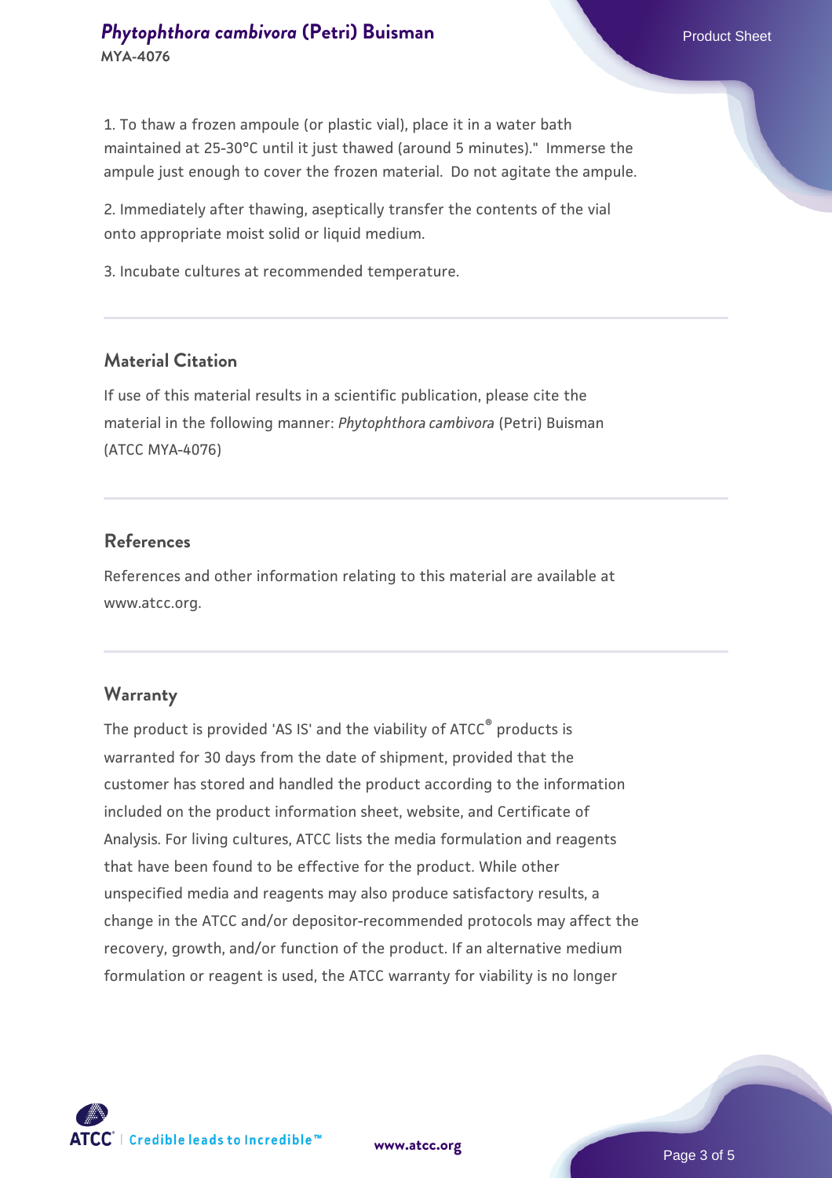1. To thaw a frozen ampoule (or plastic vial), place it in a water bath maintained at 25-30°C until it just thawed (around 5 minutes)." Immerse the ampule just enough to cover the frozen material. Do not agitate the ampule.

2. Immediately after thawing, aseptically transfer the contents of the vial onto appropriate moist solid or liquid medium.

3. Incubate cultures at recommended temperature.

## Material Citation

If use of this material results in a scientific publication, please cite the material in the following manner: *Phytophthora cambivora* (Petri) Buisman (ATCC MYA-4076)

## References

References and other information relating to this material are available at www.atcc.org.

## Warranty

The product is provided 'AS IS' and the viability of ATCC® products is warranted for 30 days from the date of shipment, provided that the customer has stored and handled the product according to the information included on the product information sheet, website, and Certificate of Analysis. For living cultures, ATCC lists the media formulation and reagents that have been found to be effective for the product. While other unspecified media and reagents may also produce satisfactory results, a change in the ATCC and/or depositor-recommended protocols may affect the recovery, growth, and/or function of the product. If an alternative medium formulation or reagent is used, the ATCC warranty for viability is no longer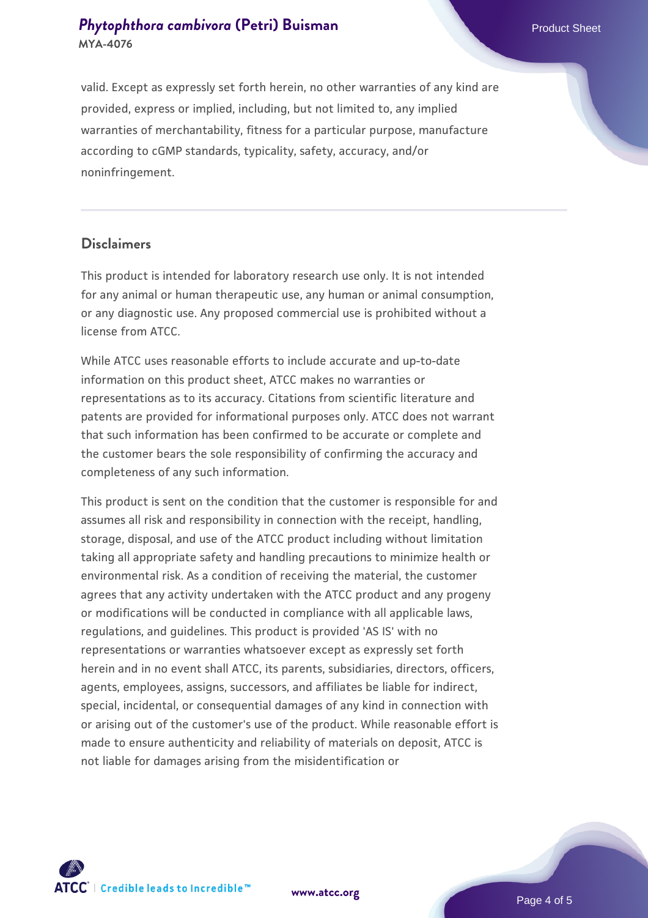valid. Except as expressly set forth herein, no other warranties of any kind are provided, express or implied, including, but not limited to, any implied warranties of merchantability, fitness for a particular purpose, manufacture according to cGMP standards, typicality, safety, accuracy, and/or noninfringement.

## Disclaimers

This product is intended for laboratory research use only. It is not intended for any animal or human therapeutic use, any human or animal consumption, or any diagnostic use. Any proposed commercial use is prohibited without a license from ATCC.

While ATCC uses reasonable efforts to include accurate and up-to-date information on this product sheet, ATCC makes no warranties or representations as to its accuracy. Citations from scientific literature and patents are provided for informational purposes only. ATCC does not warrant that such information has been confirmed to be accurate or complete and the customer bears the sole responsibility of confirming the accuracy and completeness of any such information.

This product is sent on the condition that the customer is responsible for and assumes all risk and responsibility in connection with the receipt, handling, storage, disposal, and use of the ATCC product including without limitation taking all appropriate safety and handling precautions to minimize health or environmental risk. As a condition of receiving the material, the customer agrees that any activity undertaken with the ATCC product and any progeny or modifications will be conducted in compliance with all applicable laws, regulations, and guidelines. This product is provided 'AS IS' with no representations or warranties whatsoever except as expressly set forth herein and in no event shall ATCC, its parents, subsidiaries, directors, officers, agents, employees, assigns, successors, and affiliates be liable for indirect, special, incidental, or consequential damages of any kind in connection with or arising out of the customer's use of the product. While reasonable effort is made to ensure authenticity and reliability of materials on deposit, ATCC is not liable for damages arising from the misidentification or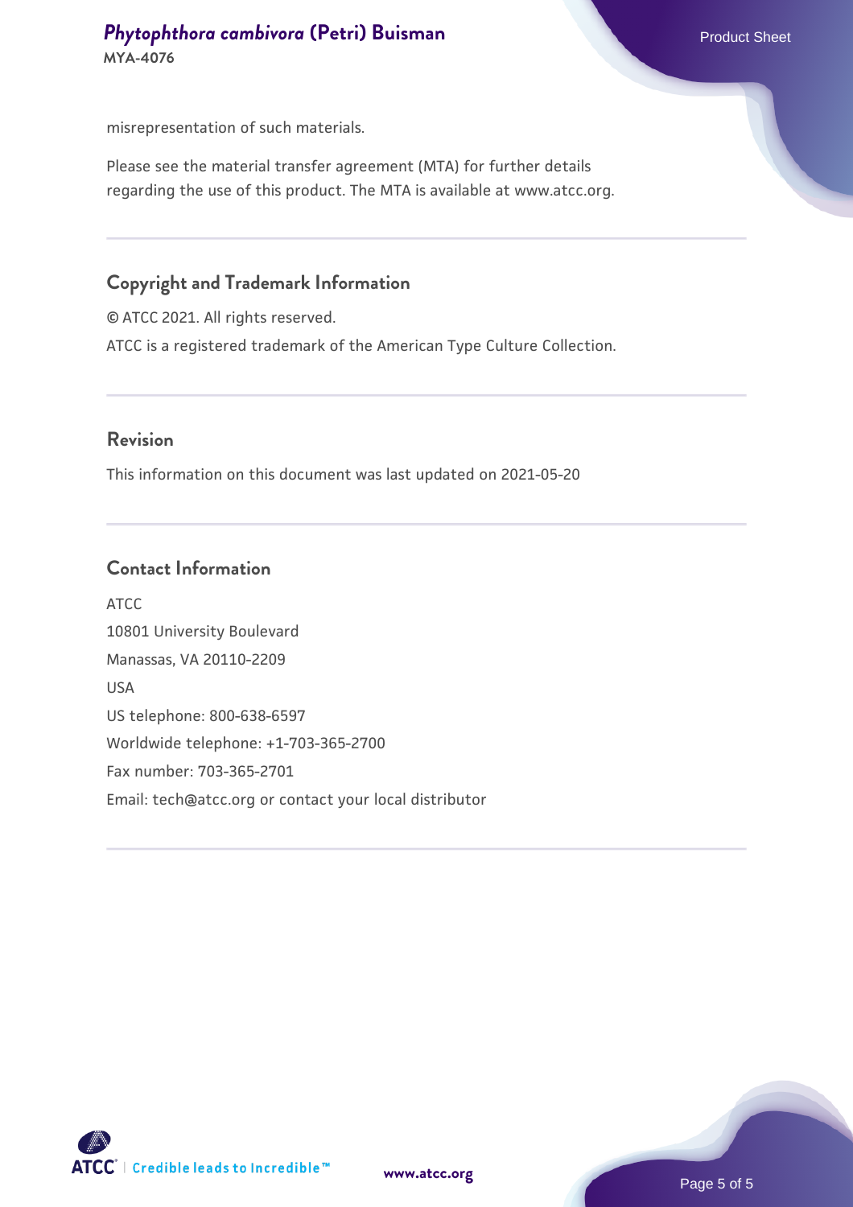misrepresentation of such materials.

Please see the material transfer agreement (MTA) for further details regarding the use of this product. The MTA is available at www.atcc.org.

## Copyright and Trademark Information

© ATCC 2021. All rights reserved.

ATCC is a registered trademark of the American Type Culture Collection.

## Revision

This information on this document was last updated on 2021-05-20

## Contact Information

ATCC
10801 University Boulevard
Manassas, VA 20110-2209
USA
US telephone: 800-638-6597
Worldwide telephone: +1-703-365-2700
Fax number: 703-365-2701
Email: tech@atcc.org or contact your local distributor